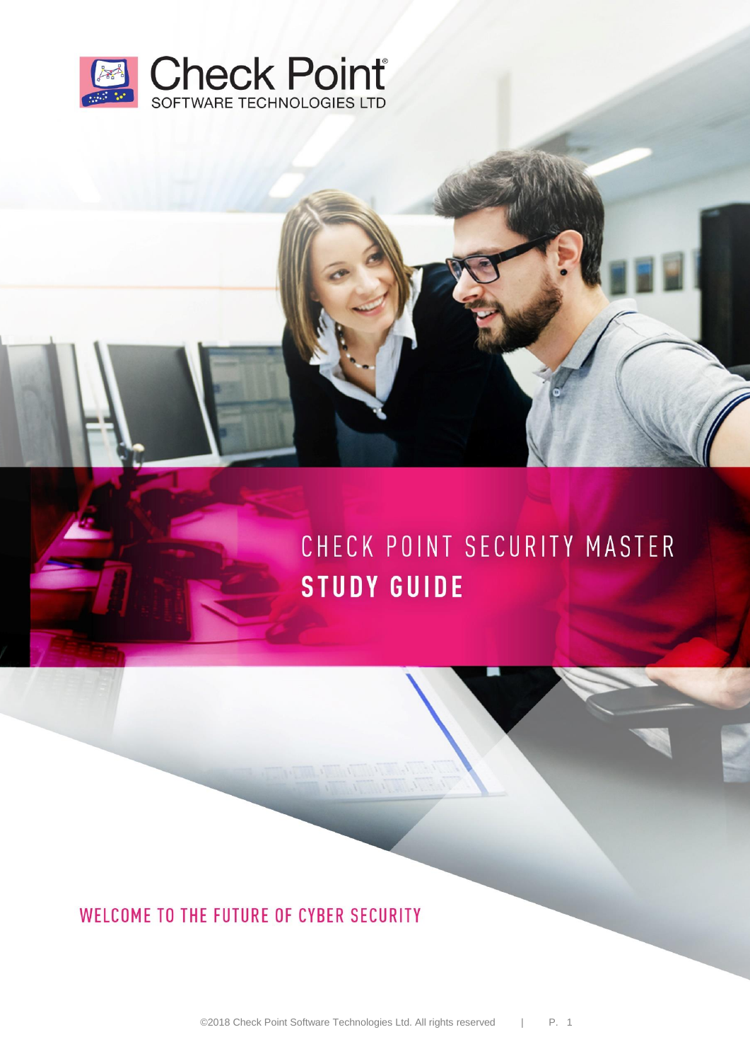Check Point
SOFTWARE TECHNOLOGIES LTD

# CHECK POINT SECURITY MASTER STUDY GUIDE

WELCOME TO THE FUTURE OF CYBER SECURITY

©2018 Check Point Software Technologies Ltd. All rights reserved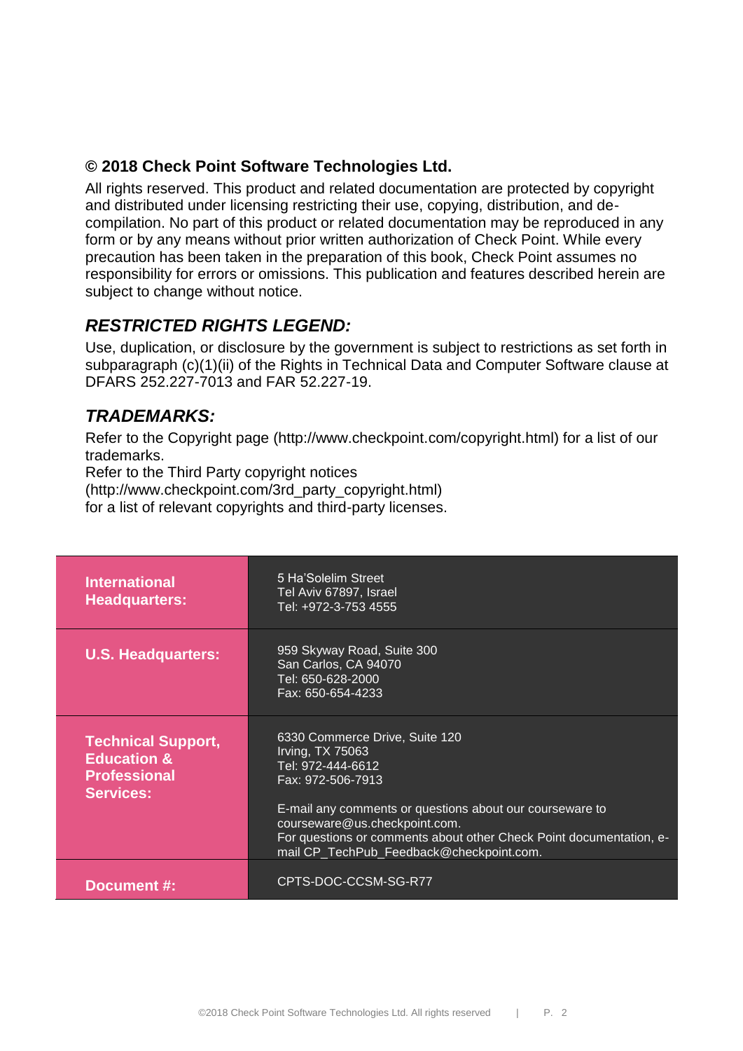**© 2018 Check Point Software Technologies Ltd.**

All rights reserved. This product and related documentation are protected by copyright and distributed under licensing restricting their use, copying, distribution, and de-compilation. No part of this product or related documentation may be reproduced in any form or by any means without prior written authorization of Check Point. While every precaution has been taken in the preparation of this book, Check Point assumes no responsibility for errors or omissions. This publication and features described herein are subject to change without notice.

## *RESTRICTED RIGHTS LEGEND:*

Use, duplication, or disclosure by the government is subject to restrictions as set forth in subparagraph (c)(1)(ii) of the Rights in Technical Data and Computer Software clause at DFARS 252.227-7013 and FAR 52.227-19.

## *TRADEMARKS:*

Refer to the Copyright page (http://www.checkpoint.com/copyright.html) for a list of our trademarks.
Refer to the Third Party copyright notices (http://www.checkpoint.com/3rd_party_copyright.html) for a list of relevant copyrights and third-party licenses.

| | |
|---|---|
| **International Headquarters:** | 5 Ha'Solelim Street<br>Tel Aviv 67897, Israel<br>Tel: +972-3-753 4555 |
| **U.S. Headquarters:** | 959 Skyway Road, Suite 300<br>San Carlos, CA 94070<br>Tel: 650-628-2000<br>Fax: 650-654-4233 |
| **Technical Support, Education & Professional Services:** | 6330 Commerce Drive, Suite 120<br>Irving, TX 75063<br>Tel: 972-444-6612<br>Fax: 972-506-7913<br><br>E-mail any comments or questions about our courseware to courseware@us.checkpoint.com.<br>For questions or comments about other Check Point documentation, e-mail CP_TechPub_Feedback@checkpoint.com. |
| **Document #:** | CPTS-DOC-CCSM-SG-R77 |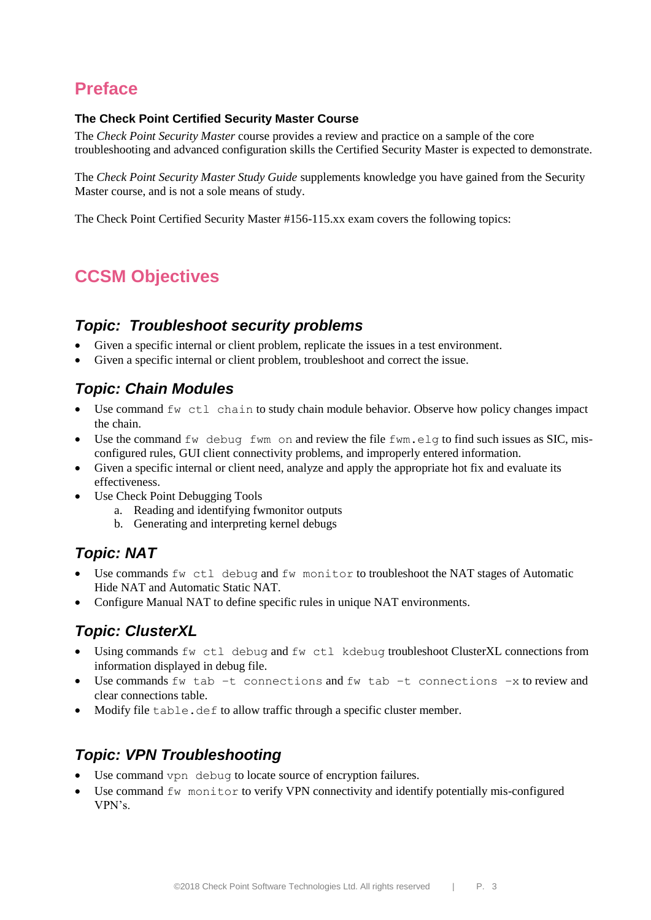# Preface

### The Check Point Certified Security Master Course

The *Check Point Security Master* course provides a review and practice on a sample of the core troubleshooting and advanced configuration skills the Certified Security Master is expected to demonstrate.

The *Check Point Security Master Study Guide* supplements knowledge you have gained from the Security Master course, and is not a sole means of study.

The Check Point Certified Security Master #156-115.xx exam covers the following topics:

# CCSM Objectives

## *Topic: Troubleshoot security problems*

- Given a specific internal or client problem, replicate the issues in a test environment.
- Given a specific internal or client problem, troubleshoot and correct the issue.

## *Topic: Chain Modules*

- Use command `fw ctl chain` to study chain module behavior. Observe how policy changes impact the chain.
- Use the command `fw debug fwm on` and review the file `fwm.elg` to find such issues as SIC, mis-configured rules, GUI client connectivity problems, and improperly entered information.
- Given a specific internal or client need, analyze and apply the appropriate hot fix and evaluate its effectiveness.
- Use Check Point Debugging Tools
    a. Reading and identifying fwmonitor outputs
    b. Generating and interpreting kernel debugs

## *Topic: NAT*

- Use commands `fw ctl debug` and `fw monitor` to troubleshoot the NAT stages of Automatic Hide NAT and Automatic Static NAT.
- Configure Manual NAT to define specific rules in unique NAT environments.

## *Topic: ClusterXL*

- Using commands `fw ctl debug` and `fw ctl kdebug` troubleshoot ClusterXL connections from information displayed in debug file.
- Use commands `fw tab –t connections` and `fw tab –t connections –x` to review and clear connections table.
- Modify file `table.def` to allow traffic through a specific cluster member.

## *Topic: VPN Troubleshooting*

- Use command `vpn debug` to locate source of encryption failures.
- Use command `fw monitor` to verify VPN connectivity and identify potentially mis-configured VPN's.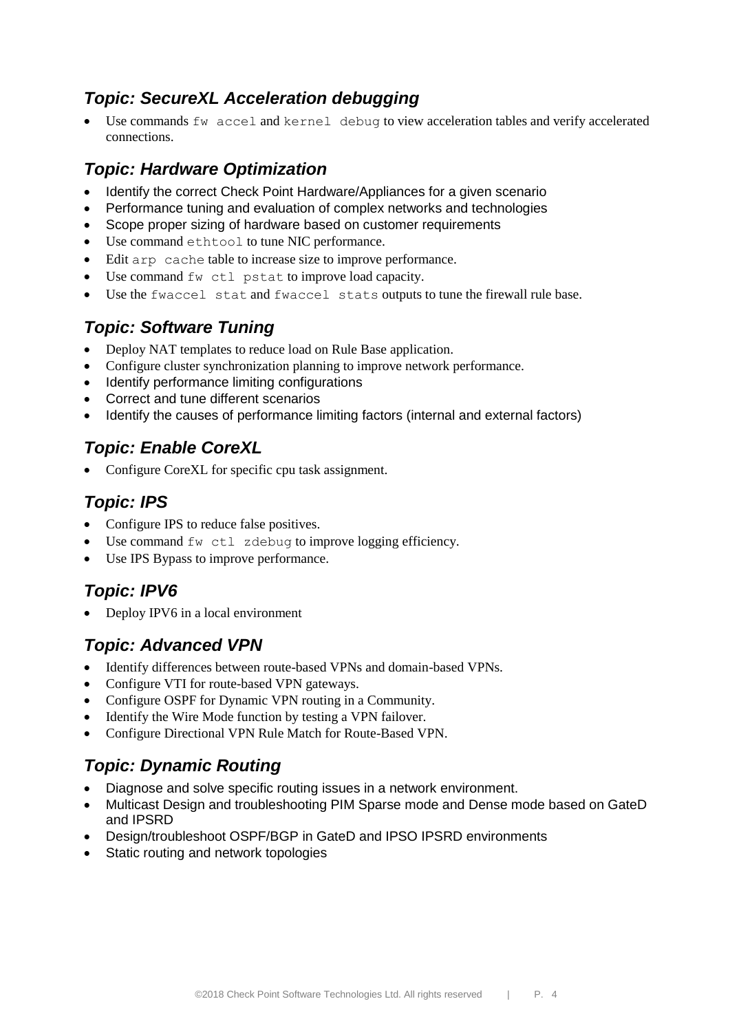### *Topic: SecureXL Acceleration debugging*

- Use commands `fw accel` and `kernel debug` to view acceleration tables and verify accelerated connections.

### *Topic: Hardware Optimization*

- Identify the correct Check Point Hardware/Appliances for a given scenario
- Performance tuning and evaluation of complex networks and technologies
- Scope proper sizing of hardware based on customer requirements
- Use command `ethtool` to tune NIC performance.
- Edit `arp cache` table to increase size to improve performance.
- Use command `fw ctl pstat` to improve load capacity.
- Use the `fwaccel stat` and `fwaccel stats` outputs to tune the firewall rule base.

### *Topic: Software Tuning*

- Deploy NAT templates to reduce load on Rule Base application.
- Configure cluster synchronization planning to improve network performance.
- Identify performance limiting configurations
- Correct and tune different scenarios
- Identify the causes of performance limiting factors (internal and external factors)

### *Topic: Enable CoreXL*

- Configure CoreXL for specific cpu task assignment.

### *Topic: IPS*

- Configure IPS to reduce false positives.
- Use command `fw ctl zdebug` to improve logging efficiency.
- Use IPS Bypass to improve performance.

### *Topic: IPV6*

- Deploy IPV6 in a local environment

### *Topic: Advanced VPN*

- Identify differences between route-based VPNs and domain-based VPNs.
- Configure VTI for route-based VPN gateways.
- Configure OSPF for Dynamic VPN routing in a Community.
- Identify the Wire Mode function by testing a VPN failover.
- Configure Directional VPN Rule Match for Route-Based VPN.

### *Topic: Dynamic Routing*

- Diagnose and solve specific routing issues in a network environment.
- Multicast Design and troubleshooting PIM Sparse mode and Dense mode based on GateD and IPSRD
- Design/troubleshoot OSPF/BGP in GateD and IPSO IPSRD environments
- Static routing and network topologies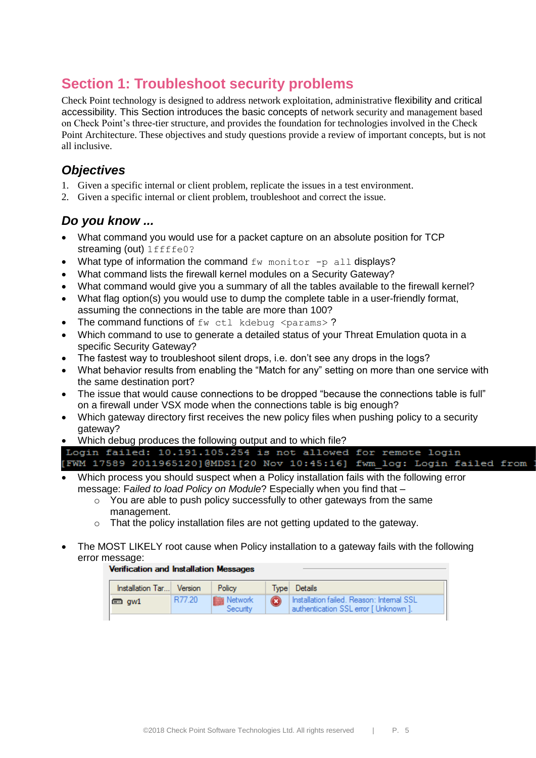# Section 1: Troubleshoot security problems

Check Point technology is designed to address network exploitation, administrative flexibility and critical accessibility. This Section introduces the basic concepts of network security and management based on Check Point's three-tier structure, and provides the foundation for technologies involved in the Check Point Architecture. These objectives and study questions provide a review of important concepts, but is not all inclusive.

## *Objectives*

1. Given a specific internal or client problem, replicate the issues in a test environment.
2. Given a specific internal or client problem, troubleshoot and correct the issue.

## *Do you know ...*

- What command you would use for a packet capture on an absolute position for TCP streaming (out) `1ffffe0`?
- What type of information the command `fw monitor -p all` displays?
- What command lists the firewall kernel modules on a Security Gateway?
- What command would give you a summary of all the tables available to the firewall kernel?
- What flag option(s) you would use to dump the complete table in a user-friendly format, assuming the connections in the table are more than 100?
- The command functions of `fw ctl kdebug <params>`?
- Which command to use to generate a detailed status of your Threat Emulation quota in a specific Security Gateway?
- The fastest way to troubleshoot silent drops, i.e. don't see any drops in the logs?
- What behavior results from enabling the "Match for any" setting on more than one service with the same destination port?
- The issue that would cause connections to be dropped "because the connections table is full" on a firewall under VSX mode when the connections table is big enough?
- Which gateway directory first receives the new policy files when pushing policy to a security gateway?
- Which debug produces the following output and to which file?

```
Login failed: 10.191.105.254 is not allowed for remote login
[FWM 17589 2011965120]@MDS1[20 Nov 10:45:16] fwm_log: Login failed from 
```

- Which process you should suspect when a Policy installation fails with the following error message: F*ailed to load Policy on Module*? Especially when you find that –
  - You are able to push policy successfully to other gateways from the same management.
  - That the policy installation files are not getting updated to the gateway.

- The MOST LIKELY root cause when Policy installation to a gateway fails with the following error message:

**Verification and Installation Messages**

| Installation Tar... | Version | Policy | Type | Details |
|---|---|---|---|---|
| gw1 | R77.20 | Network Security | ⊗ | Installation failed. Reason: Internal SSL authentication SSL error [ Unknown ]. |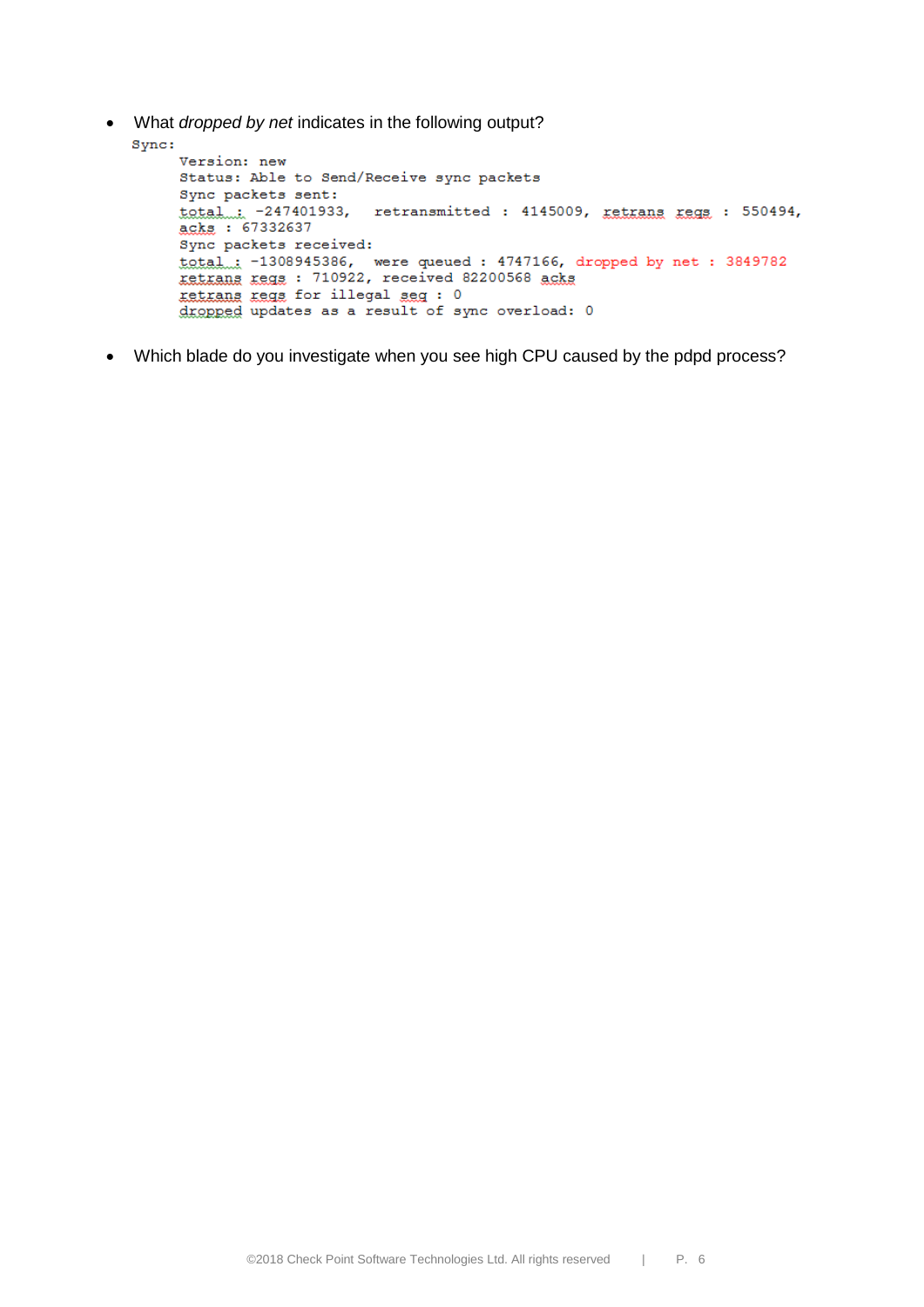- What *dropped by net* indicates in the following output?

```
Sync:
      Version: new
      Status: Able to Send/Receive sync packets
      Sync packets sent:
      total : -247401933,  retransmitted : 4145009, retrans reqs : 550494,
      acks : 67332637
      Sync packets received:
      total : -1308945386,  were queued : 4747166, dropped by net : 3849782
      retrans reqs : 710922, received 82200568 acks
      retrans reqs for illegal seq : 0
      dropped updates as a result of sync overload: 0
```

- Which blade do you investigate when you see high CPU caused by the pdpd process?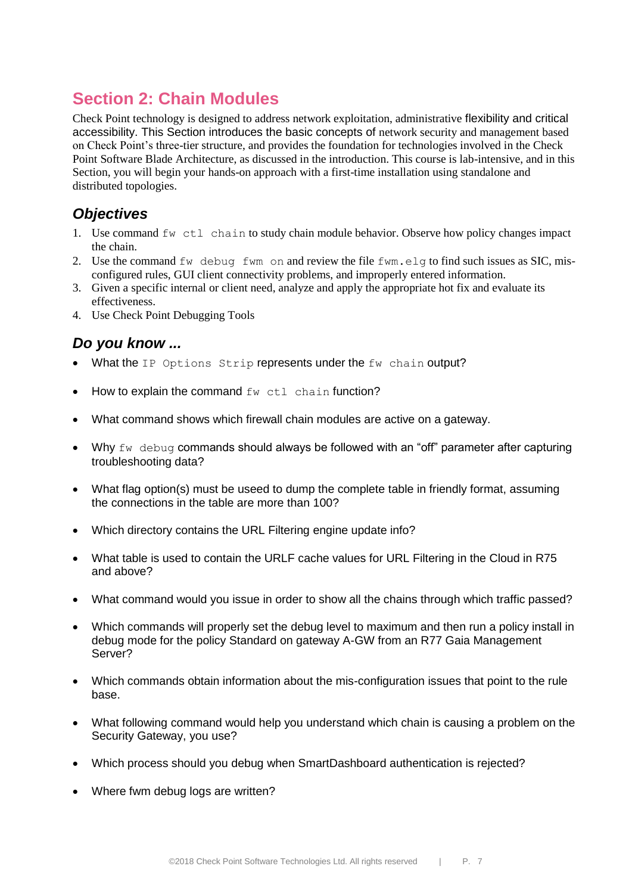## Section 2: Chain Modules

Check Point technology is designed to address network exploitation, administrative flexibility and critical accessibility. This Section introduces the basic concepts of network security and management based on Check Point's three-tier structure, and provides the foundation for technologies involved in the Check Point Software Blade Architecture, as discussed in the introduction. This course is lab-intensive, and in this Section, you will begin your hands-on approach with a first-time installation using standalone and distributed topologies.

### *Objectives*

1. Use command `fw ctl chain` to study chain module behavior. Observe how policy changes impact the chain.
2. Use the command `fw debug fwm on` and review the file `fwm.elg` to find such issues as SIC, mis-configured rules, GUI client connectivity problems, and improperly entered information.
3. Given a specific internal or client need, analyze and apply the appropriate hot fix and evaluate its effectiveness.
4. Use Check Point Debugging Tools

### *Do you know ...*

- What the `IP Options Strip` represents under the `fw chain` output?
- How to explain the command `fw ctl chain` function?
- What command shows which firewall chain modules are active on a gateway.
- Why `fw debug` commands should always be followed with an "off" parameter after capturing troubleshooting data?
- What flag option(s) must be useed to dump the complete table in friendly format, assuming the connections in the table are more than 100?
- Which directory contains the URL Filtering engine update info?
- What table is used to contain the URLF cache values for URL Filtering in the Cloud in R75 and above?
- What command would you issue in order to show all the chains through which traffic passed?
- Which commands will properly set the debug level to maximum and then run a policy install in debug mode for the policy Standard on gateway A-GW from an R77 Gaia Management Server?
- Which commands obtain information about the mis-configuration issues that point to the rule base.
- What following command would help you understand which chain is causing a problem on the Security Gateway, you use?
- Which process should you debug when SmartDashboard authentication is rejected?
- Where fwm debug logs are written?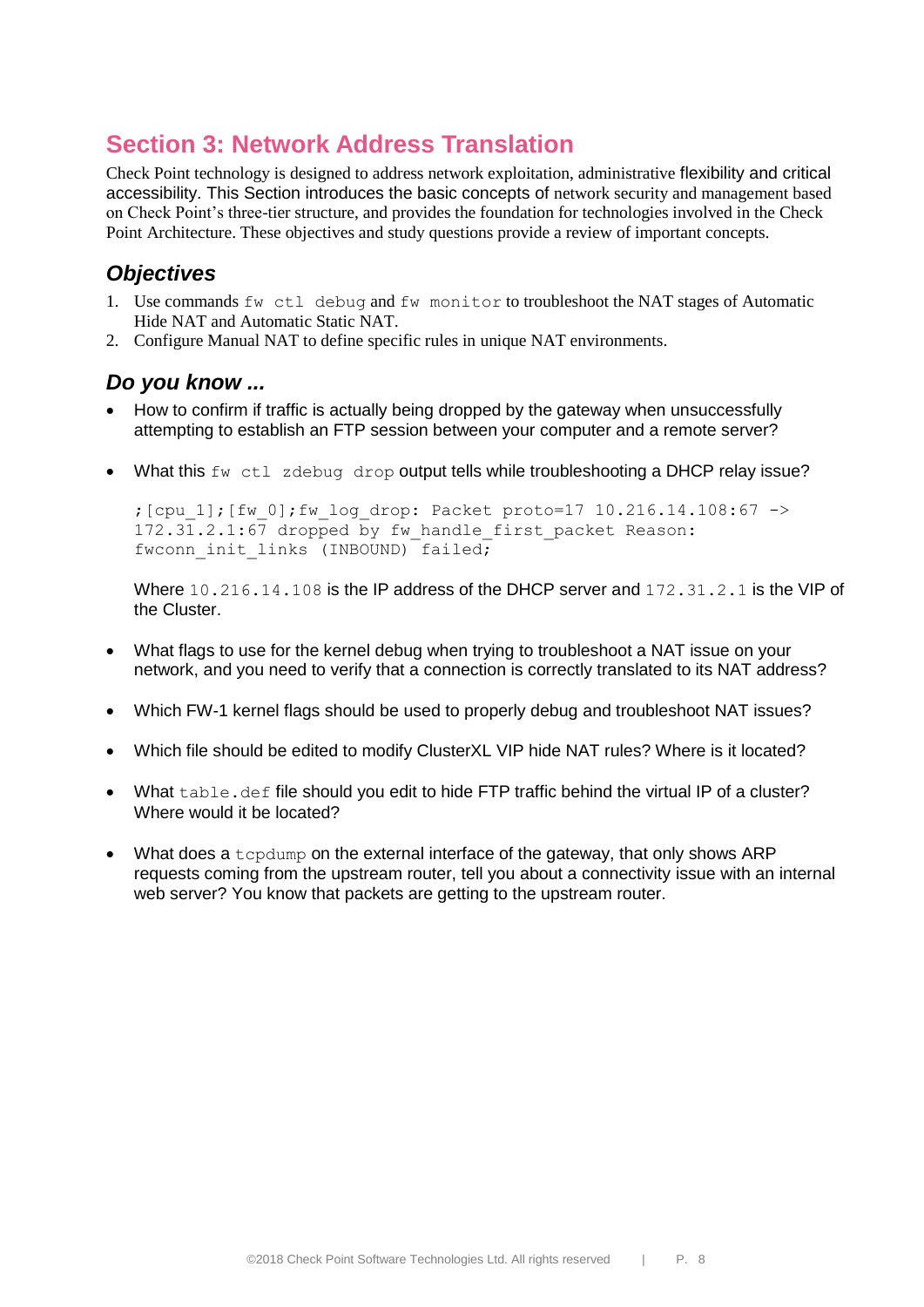## Section 3: Network Address Translation

Check Point technology is designed to address network exploitation, administrative flexibility and critical accessibility. This Section introduces the basic concepts of network security and management based on Check Point's three-tier structure, and provides the foundation for technologies involved in the Check Point Architecture. These objectives and study questions provide a review of important concepts.

### *Objectives*

1. Use commands `fw ctl debug` and `fw monitor` to troubleshoot the NAT stages of Automatic Hide NAT and Automatic Static NAT.
2. Configure Manual NAT to define specific rules in unique NAT environments.

### *Do you know ...*

- How to confirm if traffic is actually being dropped by the gateway when unsuccessfully attempting to establish an FTP session between your computer and a remote server?

- What this `fw ctl zdebug drop` output tells while troubleshooting a DHCP relay issue?

  ```
  ;[cpu_1];[fw_0];fw_log_drop: Packet proto=17 10.216.14.108:67 ->
  172.31.2.1:67 dropped by fw_handle_first_packet Reason:
  fwconn_init_links (INBOUND) failed;
  ```

  Where `10.216.14.108` is the IP address of the DHCP server and `172.31.2.1` is the VIP of the Cluster.

- What flags to use for the kernel debug when trying to troubleshoot a NAT issue on your network, and you need to verify that a connection is correctly translated to its NAT address?

- Which FW-1 kernel flags should be used to properly debug and troubleshoot NAT issues?

- Which file should be edited to modify ClusterXL VIP hide NAT rules? Where is it located?

- What `table.def` file should you edit to hide FTP traffic behind the virtual IP of a cluster? Where would it be located?

- What does a `tcpdump` on the external interface of the gateway, that only shows ARP requests coming from the upstream router, tell you about a connectivity issue with an internal web server? You know that packets are getting to the upstream router.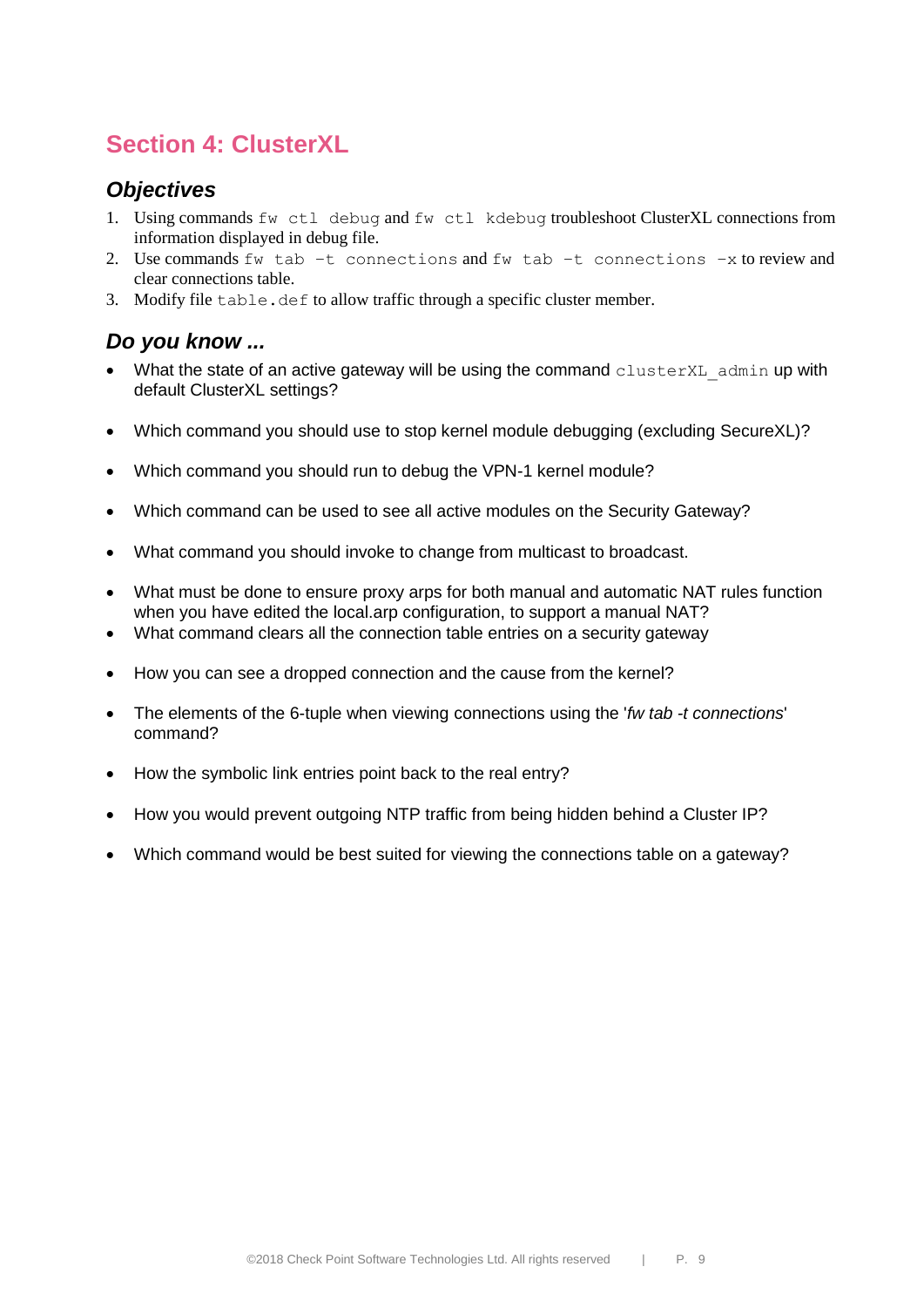# Section 4: ClusterXL

## *Objectives*

1. Using commands `fw ctl debug` and `fw ctl kdebug` troubleshoot ClusterXL connections from information displayed in debug file.
2. Use commands `fw tab -t connections` and `fw tab -t connections -x` to review and clear connections table.
3. Modify file `table.def` to allow traffic through a specific cluster member.

## *Do you know ...*

- What the state of an active gateway will be using the command `clusterXL_admin` up with default ClusterXL settings?
- Which command you should use to stop kernel module debugging (excluding SecureXL)?
- Which command you should run to debug the VPN-1 kernel module?
- Which command can be used to see all active modules on the Security Gateway?
- What command you should invoke to change from multicast to broadcast.
- What must be done to ensure proxy arps for both manual and automatic NAT rules function when you have edited the local.arp configuration, to support a manual NAT?
- What command clears all the connection table entries on a security gateway
- How you can see a dropped connection and the cause from the kernel?
- The elements of the 6-tuple when viewing connections using the '*fw tab -t connections*' command?
- How the symbolic link entries point back to the real entry?
- How you would prevent outgoing NTP traffic from being hidden behind a Cluster IP?
- Which command would be best suited for viewing the connections table on a gateway?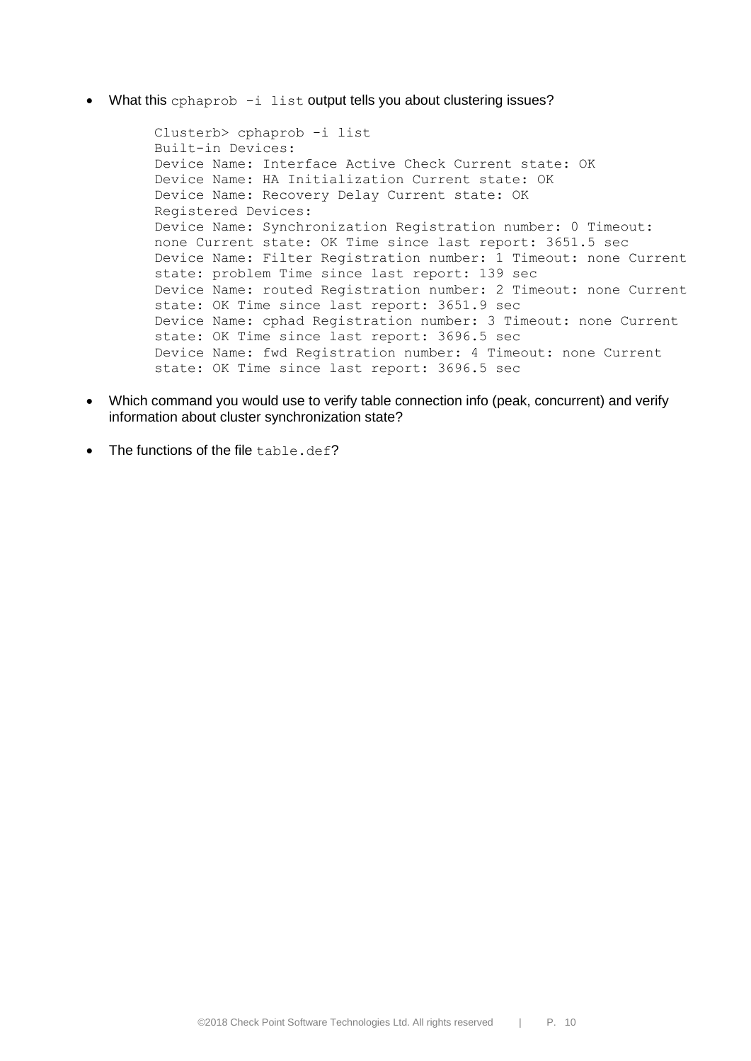- What this `cphaprob -i list` output tells you about clustering issues?

```
Clusterb> cphaprob -i list
Built-in Devices:
Device Name: Interface Active Check Current state: OK
Device Name: HA Initialization Current state: OK
Device Name: Recovery Delay Current state: OK
Registered Devices:
Device Name: Synchronization Registration number: 0 Timeout:
none Current state: OK Time since last report: 3651.5 sec
Device Name: Filter Registration number: 1 Timeout: none Current
state: problem Time since last report: 139 sec
Device Name: routed Registration number: 2 Timeout: none Current
state: OK Time since last report: 3651.9 sec
Device Name: cphad Registration number: 3 Timeout: none Current
state: OK Time since last report: 3696.5 sec
Device Name: fwd Registration number: 4 Timeout: none Current
state: OK Time since last report: 3696.5 sec
```

- Which command you would use to verify table connection info (peak, concurrent) and verify information about cluster synchronization state?

- The functions of the file `table.def`?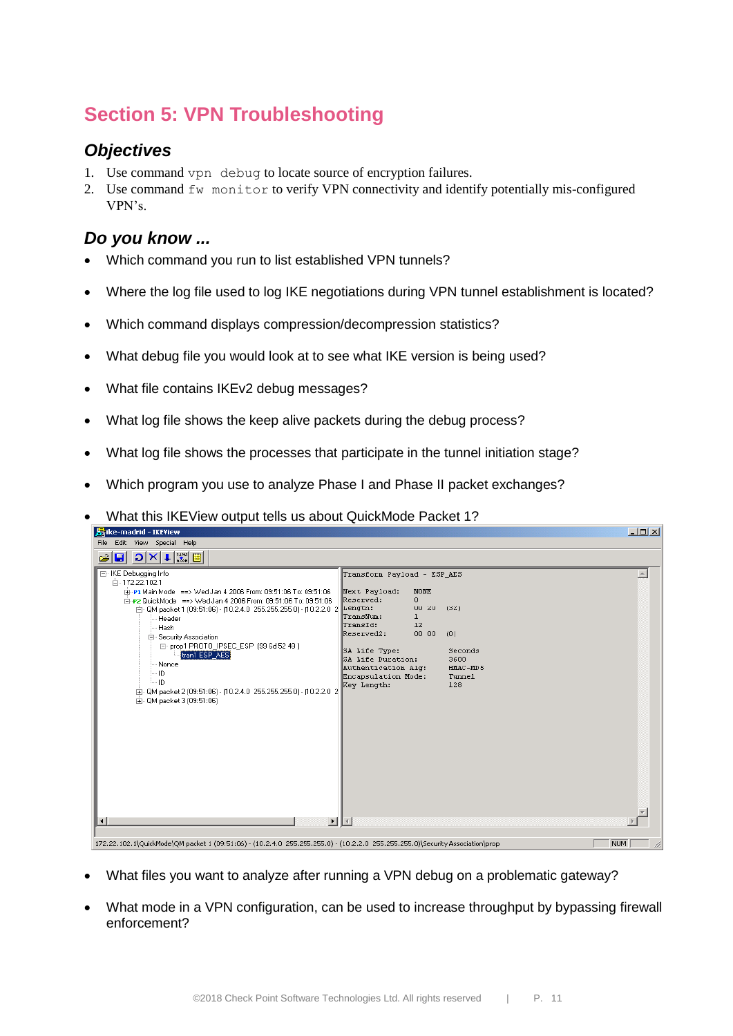# Section 5: VPN Troubleshooting

## *Objectives*

1. Use command `vpn debug` to locate source of encryption failures.
2. Use command `fw monitor` to verify VPN connectivity and identify potentially mis-configured VPN's.

## *Do you know ...*

- Which command you run to list established VPN tunnels?
- Where the log file used to log IKE negotiations during VPN tunnel establishment is located?
- Which command displays compression/decompression statistics?
- What debug file you would look at to see what IKE version is being used?
- What file contains IKEv2 debug messages?
- What log file shows the keep alive packets during the debug process?
- What log file shows the processes that participate in the tunnel initiation stage?
- Which program you use to analyze Phase I and Phase II packet exchanges?
- What this IKEView output tells us about QuickMode Packet 1?
- What files you want to analyze after running a VPN debug on a problematic gateway?
- What mode in a VPN configuration, can be used to increase throughput by bypassing firewall enforcement?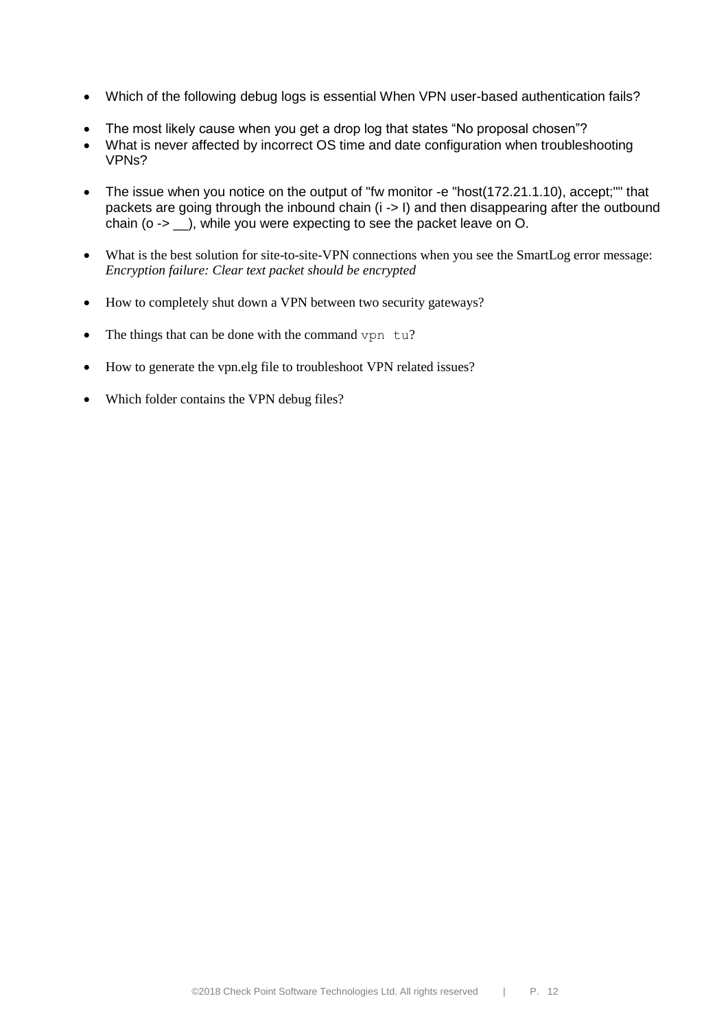- Which of the following debug logs is essential When VPN user-based authentication fails?
- The most likely cause when you get a drop log that states “No proposal chosen”?
- What is never affected by incorrect OS time and date configuration when troubleshooting VPNs?
- The issue when you notice on the output of "fw monitor -e "host(172.21.1.10), accept;"" that packets are going through the inbound chain (i -> I) and then disappearing after the outbound chain (o -> __), while you were expecting to see the packet leave on O.
- What is the best solution for site-to-site-VPN connections when you see the SmartLog error message: *Encryption failure: Clear text packet should be encrypted*
- How to completely shut down a VPN between two security gateways?
- The things that can be done with the command `vpn tu`?
- How to generate the vpn.elg file to troubleshoot VPN related issues?
- Which folder contains the VPN debug files?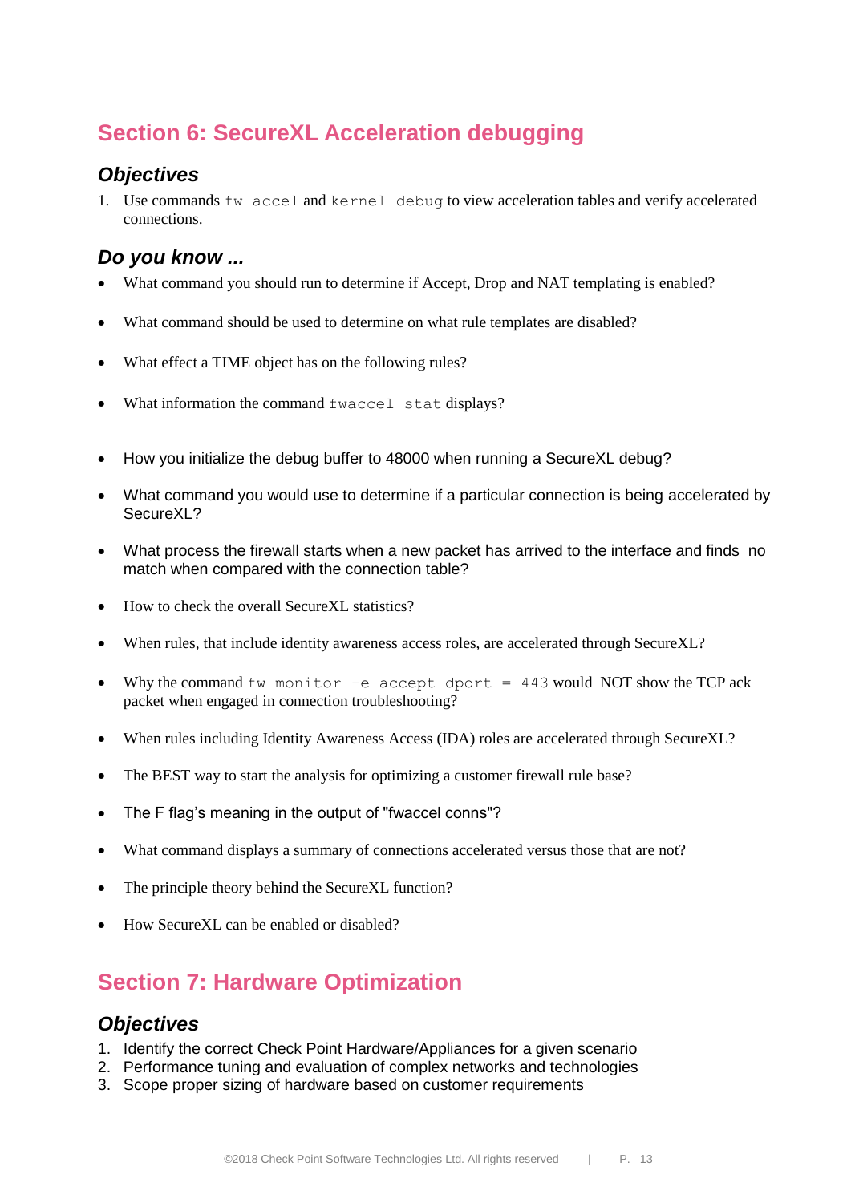## Section 6: SecureXL Acceleration debugging

### Objectives

1. Use commands `fw accel` and `kernel debug` to view acceleration tables and verify accelerated connections.

### Do you know ...

- What command you should run to determine if Accept, Drop and NAT templating is enabled?
- What command should be used to determine on what rule templates are disabled?
- What effect a TIME object has on the following rules?
- What information the command `fwaccel stat` displays?
- How you initialize the debug buffer to 48000 when running a SecureXL debug?
- What command you would use to determine if a particular connection is being accelerated by SecureXL?
- What process the firewall starts when a new packet has arrived to the interface and finds no match when compared with the connection table?
- How to check the overall SecureXL statistics?
- When rules, that include identity awareness access roles, are accelerated through SecureXL?
- Why the command `fw monitor –e accept dport = 443` would NOT show the TCP ack packet when engaged in connection troubleshooting?
- When rules including Identity Awareness Access (IDA) roles are accelerated through SecureXL?
- The BEST way to start the analysis for optimizing a customer firewall rule base?
- The F flag's meaning in the output of "fwaccel conns"?
- What command displays a summary of connections accelerated versus those that are not?
- The principle theory behind the SecureXL function?
- How SecureXL can be enabled or disabled?

## Section 7: Hardware Optimization

### Objectives

1. Identify the correct Check Point Hardware/Appliances for a given scenario
2. Performance tuning and evaluation of complex networks and technologies
3. Scope proper sizing of hardware based on customer requirements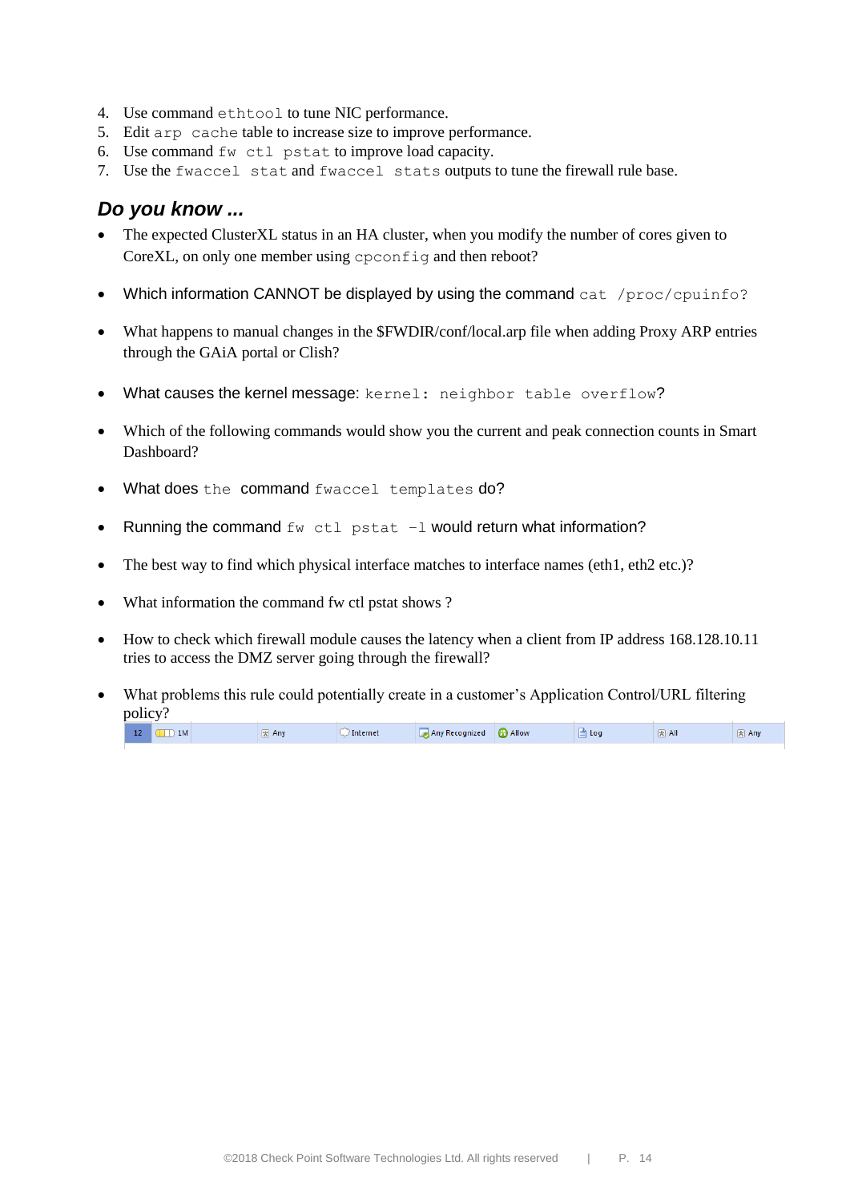4. Use command `ethtool` to tune NIC performance.
5. Edit `arp cache` table to increase size to improve performance.
6. Use command `fw ctl pstat` to improve load capacity.
7. Use the `fwaccel stat` and `fwaccel stats` outputs to tune the firewall rule base.

## *Do you know ...*

- The expected ClusterXL status in an HA cluster, when you modify the number of cores given to CoreXL, on only one member using `cpconfig` and then reboot?
- Which information CANNOT be displayed by using the command `cat /proc/cpuinfo?`
- What happens to manual changes in the $FWDIR/conf/local.arp file when adding Proxy ARP entries through the GAiA portal or Clish?
- What causes the kernel message: `kernel: neighbor table overflow`?
- Which of the following commands would show you the current and peak connection counts in Smart Dashboard?
- What does the command `fwaccel templates` do?
- Running the command `fw ctl pstat –l` would return what information?
- The best way to find which physical interface matches to interface names (eth1, eth2 etc.)?
- What information the command fw ctl pstat shows ?
- How to check which firewall module causes the latency when a client from IP address 168.128.10.11 tries to access the DMZ server going through the firewall?
- What problems this rule could potentially create in a customer's Application Control/URL filtering policy?

| 12 | 1M | | Any | Internet | Any Recognized | Allow | Log | All | Any |
|---|---|---|---|---|---|---|---|---|---|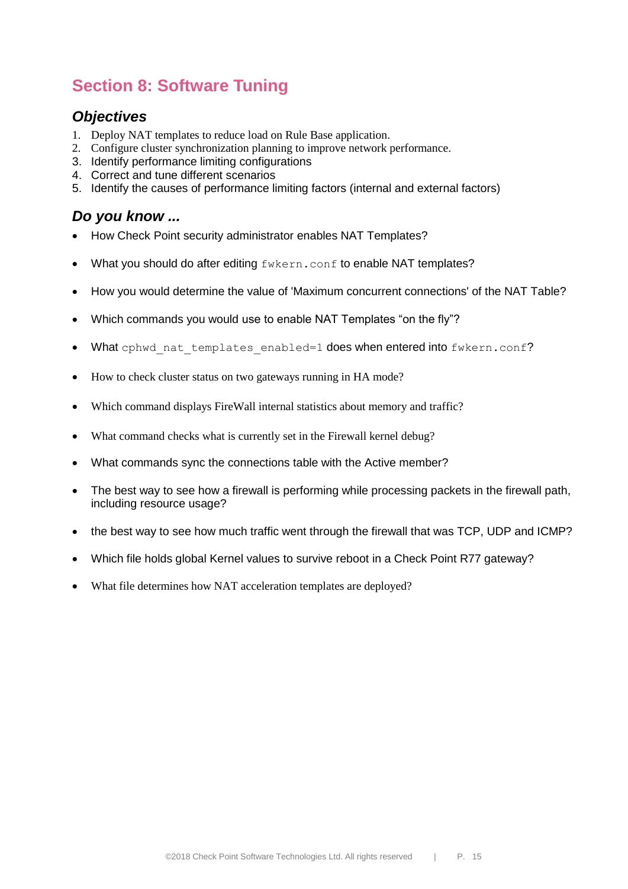## Section 8: Software Tuning

### *Objectives*

1. Deploy NAT templates to reduce load on Rule Base application.
2. Configure cluster synchronization planning to improve network performance.
3. Identify performance limiting configurations
4. Correct and tune different scenarios
5. Identify the causes of performance limiting factors (internal and external factors)

### *Do you know ...*

- How Check Point security administrator enables NAT Templates?
- What you should do after editing `fwkern.conf` to enable NAT templates?
- How you would determine the value of 'Maximum concurrent connections' of the NAT Table?
- Which commands you would use to enable NAT Templates "on the fly"?
- What `cphwd_nat_templates_enabled=1` does when entered into `fwkern.conf`?
- How to check cluster status on two gateways running in HA mode?
- Which command displays FireWall internal statistics about memory and traffic?
- What command checks what is currently set in the Firewall kernel debug?
- What commands sync the connections table with the Active member?
- The best way to see how a firewall is performing while processing packets in the firewall path, including resource usage?
- the best way to see how much traffic went through the firewall that was TCP, UDP and ICMP?
- Which file holds global Kernel values to survive reboot in a Check Point R77 gateway?
- What file determines how NAT acceleration templates are deployed?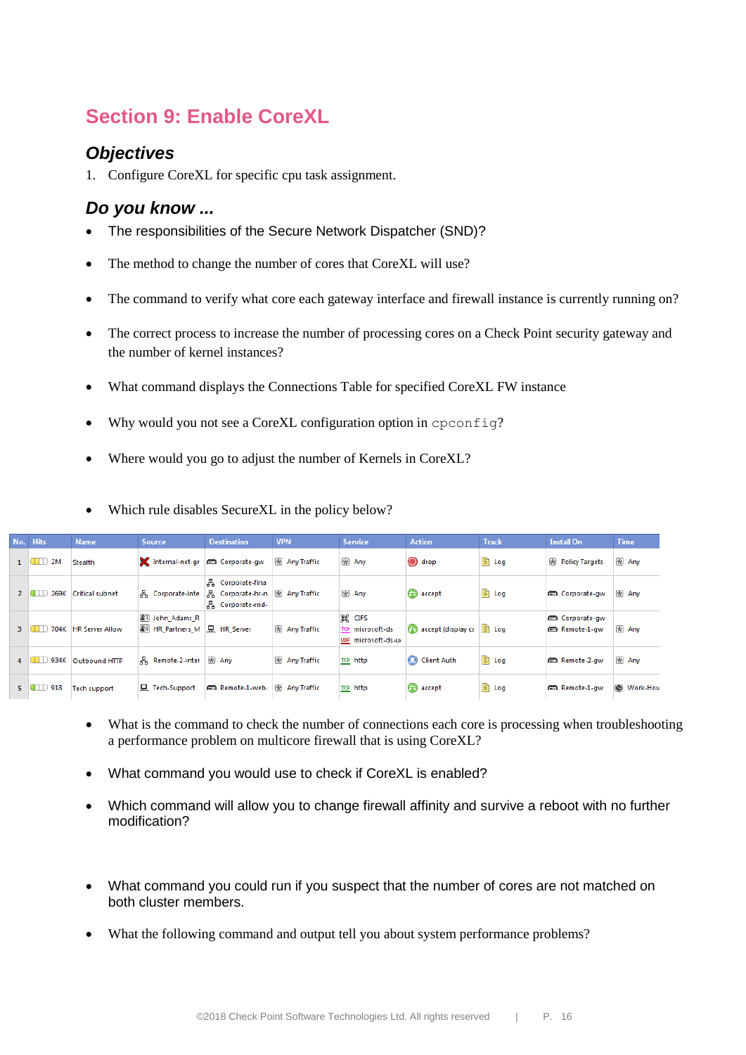# Section 9: Enable CoreXL

## Objectives

1. Configure CoreXL for specific cpu task assignment.

## Do you know ...

- The responsibilities of the Secure Network Dispatcher (SND)?
- The method to change the number of cores that CoreXL will use?
- The command to verify what core each gateway interface and firewall instance is currently running on?
- The correct process to increase the number of processing cores on a Check Point security gateway and the number of kernel instances?
- What command displays the Connections Table for specified CoreXL FW instance
- Why would you not see a CoreXL configuration option in `cpconfig`?
- Where would you go to adjust the number of Kernels in CoreXL?
- Which rule disables SecureXL in the policy below?

| No. | Hits | Name | Source | Destination | VPN | Service | Action | Track | Install On | Time |
|---|---|---|---|---|---|---|---|---|---|---|
| 1 | 2M | Stealth | Internal-net-gr | Corporate-gw | Any Traffic | Any | drop | Log | Policy Targets | Any |
| 2 | 269K | Critical subnet | Corporate-inte | Corporate-fina<br>Corporate-hr-n<br>Corporate-rnd- | Any Traffic | Any | accept | Log | Corporate-gw | Any |
| 3 | 704K | HR Server Allow | John_Adams_R<br>HR_Partners_M | HR_Server | Any Traffic | CIFS<br>microsoft-ds<br>microsoft-ds-u | accept (display ca | Log | Corporate-gw<br>Remote-1-gw | Any |
| 4 | 934K | Outbound HTTP | Remote-2-inter | Any | Any Traffic | http | Client Auth | Log | Remote-2-gw | Any |
| 5 | 918 | Tech support | Tech-Support | Remote-1-web- | Any Traffic | http | accept | Log | Remote-1-gw | Work-Hou |

- What is the command to check the number of connections each core is processing when troubleshooting a performance problem on multicore firewall that is using CoreXL?
- What command you would use to check if CoreXL is enabled?
- Which command will allow you to change firewall affinity and survive a reboot with no further modification?
- What command you could run if you suspect that the number of cores are not matched on both cluster members.
- What the following command and output tell you about system performance problems?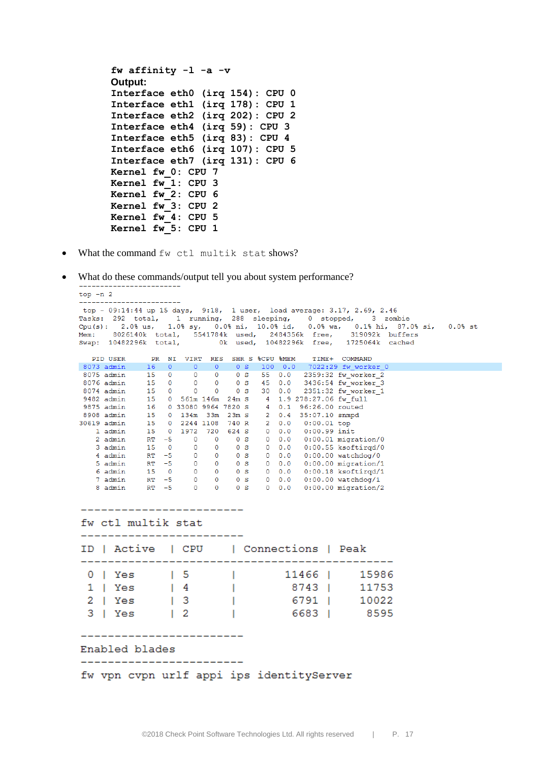```
fw affinity -l -a -v
Output:
Interface eth0 (irq 154): CPU 0
Interface eth1 (irq 178): CPU 1
Interface eth2 (irq 202): CPU 2
Interface eth4 (irq 59): CPU 3
Interface eth5 (irq 83): CPU 4
Interface eth6 (irq 107): CPU 5
Interface eth7 (irq 131): CPU 6
Kernel fw_0: CPU 7
Kernel fw_1: CPU 3
Kernel fw_2: CPU 6
Kernel fw_3: CPU 2
Kernel fw_4: CPU 5
Kernel fw_5: CPU 1
```

- What the command `fw ctl multik stat` shows?
- What do these commands/output tell you about system performance?

```
------------------------
top -n 2
------------------------
 top - 09:14:44 up 15 days,  9:18,  1 user,  load average: 3.17, 2.69, 2.46
Tasks:  292  total,    1  running,  288  sleeping,    0  stopped,    3  zombie
Cpu(s):   2.0% us,   1.0% sy,   0.0% ni,  10.0% id,   0.0% wa,   0.1% hi,  87.0% si,   0.0% st
Mem:    8026140k  total,   5541784k  used,   2484356k  free,    319092k  buffers
Swap:  10482296k  total,        0k  used,  10482296k  free,   1725064k  cached

  PID USER      PR  NI  VIRT  RES  SHR S %CPU %MEM    TIME+  COMMAND
 8073 admin     16   0     0    0    0 S  100  0.0   7022:29 fw_worker_0
 8075 admin     15   0     0    0    0 S   55  0.0  2359:32 fw_worker_2
 8076 admin     15   0     0    0    0 S   45  0.0  3436:54 fw_worker_3
 8074 admin     15   0     0    0    0 S   30  0.0  2351:32 fw_worker_1
 9482 admin     15   0  561m 146m  24m S    4  1.9 278:27.06 fw_full
 9875 admin     16   0 33080 9964 7820 S    4  0.1  96:26.00 routed
 8908 admin     15   0  134m  33m  23m S    2  0.4  35:07.10 snmpd
30619 admin     15   0  2244 1108  740 R    2  0.0   0:00.01 top
    1 admin     15   0  1972  720  624 S    0  0.0   0:00.99 init
    2 admin     RT  -5     0    0    0 S    0  0.0   0:00.01 migration/0
    3 admin     15   0     0    0    0 S    0  0.0   0:00.55 ksoftirqd/0
    4 admin     RT  -5     0    0    0 S    0  0.0   0:00.00 watchdog/0
    5 admin     RT  -5     0    0    0 S    0  0.0   0:00.00 migration/1
    6 admin     15   0     0    0    0 S    0  0.0   0:00.18 ksoftirqd/1
    7 admin     RT  -5     0    0    0 S    0  0.0   0:00.00 watchdog/1
    8 admin     RT  -5     0    0    0 S    0  0.0   0:00.00 migration/2
```

```
------------------------
fw ctl multik stat
------------------------
ID | Active  | CPU    | Connections | Peak
----------------------------------------------
 0 | Yes     | 5      |       11466 |    15986
 1 | Yes     | 4      |        8743 |    11753
 2 | Yes     | 3      |        6791 |    10022
 3 | Yes     | 2      |        6683 |     8595

------------------------
Enabled blades
------------------------
fw vpn cvpn urlf appi ips identityServer
```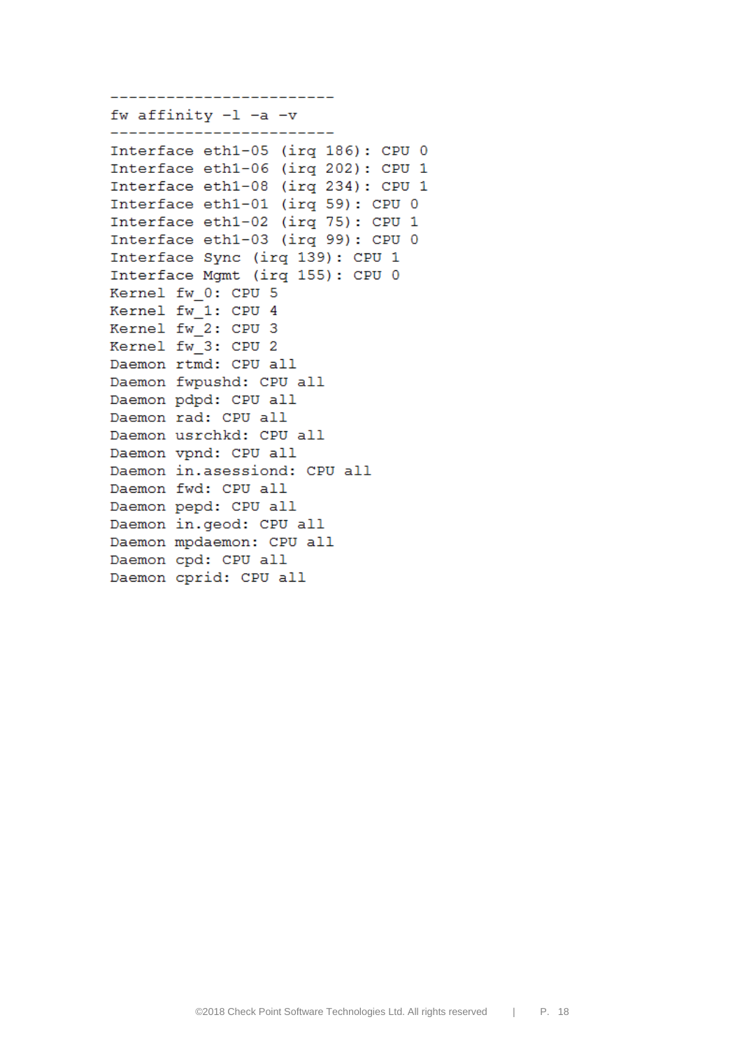```
------------------------
fw affinity -l -a -v
------------------------
Interface eth1-05 (irq 186): CPU 0
Interface eth1-06 (irq 202): CPU 1
Interface eth1-08 (irq 234): CPU 1
Interface eth1-01 (irq 59): CPU 0
Interface eth1-02 (irq 75): CPU 1
Interface eth1-03 (irq 99): CPU 0
Interface Sync (irq 139): CPU 1
Interface Mgmt (irq 155): CPU 0
Kernel fw_0: CPU 5
Kernel fw_1: CPU 4
Kernel fw_2: CPU 3
Kernel fw_3: CPU 2
Daemon rtmd: CPU all
Daemon fwpushd: CPU all
Daemon pdpd: CPU all
Daemon rad: CPU all
Daemon usrchkd: CPU all
Daemon vpnd: CPU all
Daemon in.asessiond: CPU all
Daemon fwd: CPU all
Daemon pepd: CPU all
Daemon in.geod: CPU all
Daemon mpdaemon: CPU all
Daemon cpd: CPU all
Daemon cprid: CPU all
```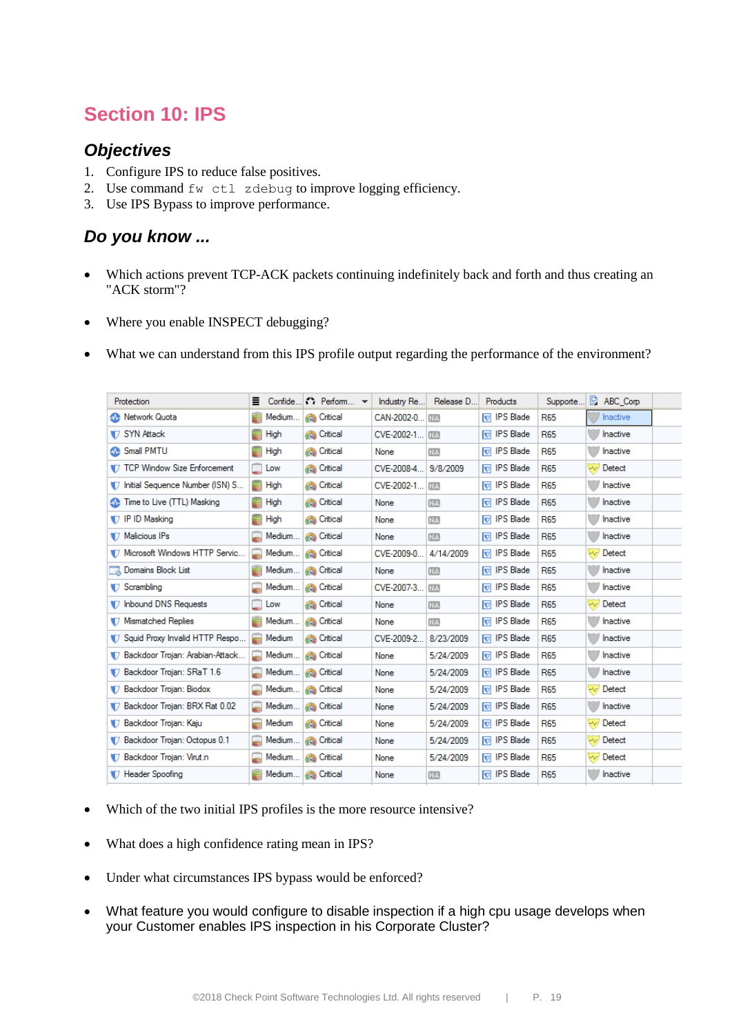# Section 10: IPS

## Objectives

1. Configure IPS to reduce false positives.
2. Use command `fw ctl zdebug` to improve logging efficiency.
3. Use IPS Bypass to improve performance.

## Do you know ...

- Which actions prevent TCP-ACK packets continuing indefinitely back and forth and thus creating an "ACK storm"?
- Where you enable INSPECT debugging?
- What we can understand from this IPS profile output regarding the performance of the environment?

| Protection | Confide... | Perform... | Industry Re... | Release D... | Products | Supporte... | ABC_Corp |
|---|---|---|---|---|---|---|---|
| Network Quota | Medium... | Critical | CAN-2002-0... | N/A | IPS Blade | R65 | Inactive |
| SYN Attack | High | Critical | CVE-2002-1... | N/A | IPS Blade | R65 | Inactive |
| Small PMTU | High | Critical | None | N/A | IPS Blade | R65 | Inactive |
| TCP Window Size Enforcement | Low | Critical | CVE-2008-4... | 9/8/2009 | IPS Blade | R65 | Detect |
| Initial Sequence Number (ISN) S... | High | Critical | CVE-2002-1... | N/A | IPS Blade | R65 | Inactive |
| Time to Live (TTL) Masking | High | Critical | None | N/A | IPS Blade | R65 | Inactive |
| IP ID Masking | High | Critical | None | N/A | IPS Blade | R65 | Inactive |
| Malicious IPs | Medium... | Critical | None | N/A | IPS Blade | R65 | Inactive |
| Microsoft Windows HTTP Servic... | Medium... | Critical | CVE-2009-0... | 4/14/2009 | IPS Blade | R65 | Detect |
| Domains Block List | Medium... | Critical | None | N/A | IPS Blade | R65 | Inactive |
| Scrambling | Medium... | Critical | CVE-2007-3... | N/A | IPS Blade | R65 | Inactive |
| Inbound DNS Requests | Low | Critical | None | N/A | IPS Blade | R65 | Detect |
| Mismatched Replies | Medium... | Critical | None | N/A | IPS Blade | R65 | Inactive |
| Squid Proxy Invalid HTTP Respo... | Medium | Critical | CVE-2009-2... | 8/23/2009 | IPS Blade | R65 | Inactive |
| Backdoor Trojan: Arabian-Attack... | Medium... | Critical | None | 5/24/2009 | IPS Blade | R65 | Inactive |
| Backdoor Trojan: SRaT 1.6 | Medium... | Critical | None | 5/24/2009 | IPS Blade | R65 | Inactive |
| Backdoor Trojan: Biodox | Medium... | Critical | None | 5/24/2009 | IPS Blade | R65 | Detect |
| Backdoor Trojan: BRX Rat 0.02 | Medium... | Critical | None | 5/24/2009 | IPS Blade | R65 | Inactive |
| Backdoor Trojan: Kaju | Medium | Critical | None | 5/24/2009 | IPS Blade | R65 | Detect |
| Backdoor Trojan: Octopus 0.1 | Medium... | Critical | None | 5/24/2009 | IPS Blade | R65 | Detect |
| Backdoor Trojan: Virut.n | Medium... | Critical | None | 5/24/2009 | IPS Blade | R65 | Detect |
| Header Spoofing | Medium... | Critical | None | N/A | IPS Blade | R65 | Inactive |

- Which of the two initial IPS profiles is the more resource intensive?
- What does a high confidence rating mean in IPS?
- Under what circumstances IPS bypass would be enforced?
- What feature you would configure to disable inspection if a high cpu usage develops when your Customer enables IPS inspection in his Corporate Cluster?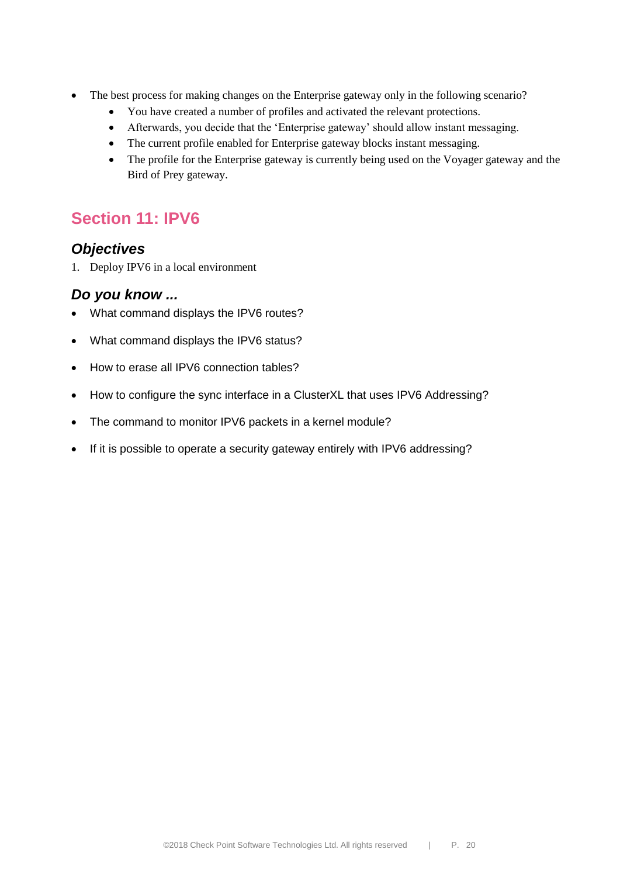- The best process for making changes on the Enterprise gateway only in the following scenario?
    - You have created a number of profiles and activated the relevant protections.
    - Afterwards, you decide that the 'Enterprise gateway' should allow instant messaging.
    - The current profile enabled for Enterprise gateway blocks instant messaging.
    - The profile for the Enterprise gateway is currently being used on the Voyager gateway and the Bird of Prey gateway.

## Section 11: IPV6

### *Objectives*

1. Deploy IPV6 in a local environment

### *Do you know ...*

- What command displays the IPV6 routes?
- What command displays the IPV6 status?
- How to erase all IPV6 connection tables?
- How to configure the sync interface in a ClusterXL that uses IPV6 Addressing?
- The command to monitor IPV6 packets in a kernel module?
- If it is possible to operate a security gateway entirely with IPV6 addressing?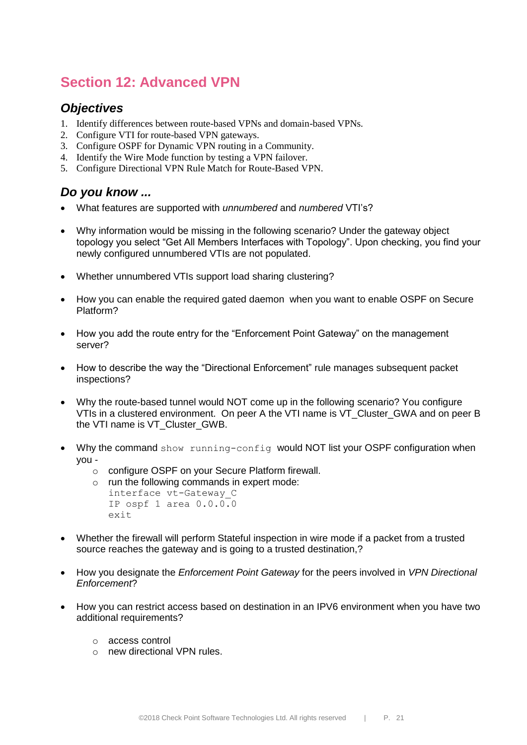# Section 12: Advanced VPN

## *Objectives*

1. Identify differences between route-based VPNs and domain-based VPNs.
2. Configure VTI for route-based VPN gateways.
3. Configure OSPF for Dynamic VPN routing in a Community.
4. Identify the Wire Mode function by testing a VPN failover.
5. Configure Directional VPN Rule Match for Route-Based VPN.

## *Do you know ...*

- What features are supported with *unnumbered* and *numbered* VTI's?
- Why information would be missing in the following scenario? Under the gateway object topology you select "Get All Members Interfaces with Topology". Upon checking, you find your newly configured unnumbered VTIs are not populated.
- Whether unnumbered VTIs support load sharing clustering?
- How you can enable the required gated daemon when you want to enable OSPF on Secure Platform?
- How you add the route entry for the "Enforcement Point Gateway" on the management server?
- How to describe the way the "Directional Enforcement" rule manages subsequent packet inspections?
- Why the route-based tunnel would NOT come up in the following scenario? You configure VTIs in a clustered environment. On peer A the VTI name is VT_Cluster_GWA and on peer B the VTI name is VT_Cluster_GWB.
- Why the command `show running-config` would NOT list your OSPF configuration when you -
  - configure OSPF on your Secure Platform firewall.
  - run the following commands in expert mode:

    ```
    interface vt-Gateway_C
    IP ospf 1 area 0.0.0.0
    exit
    ```
- Whether the firewall will perform Stateful inspection in wire mode if a packet from a trusted source reaches the gateway and is going to a trusted destination,?
- How you designate the *Enforcement Point Gateway* for the peers involved in *VPN Directional Enforcement*?
- How you can restrict access based on destination in an IPV6 environment when you have two additional requirements?
  - access control
  - new directional VPN rules.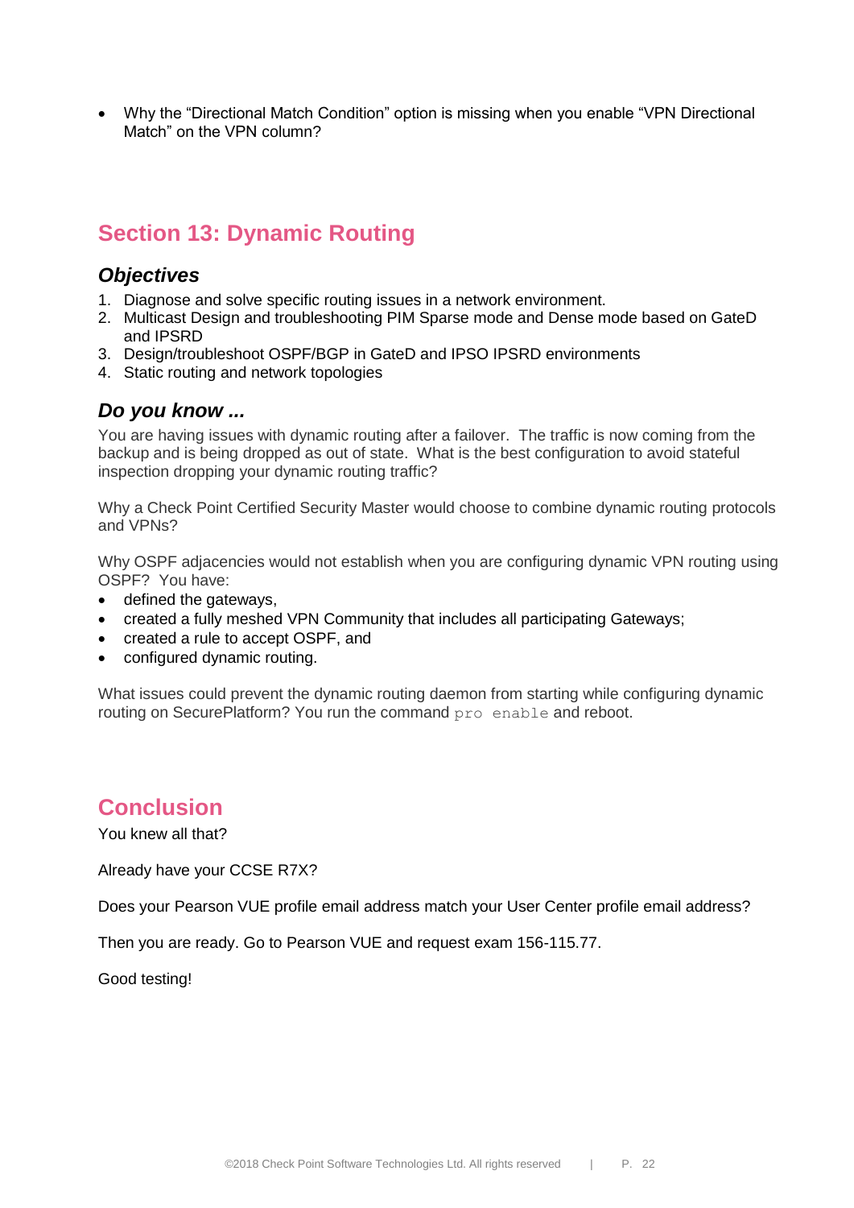- Why the "Directional Match Condition" option is missing when you enable "VPN Directional Match" on the VPN column?

## Section 13: Dynamic Routing

### *Objectives*

1. Diagnose and solve specific routing issues in a network environment.
2. Multicast Design and troubleshooting PIM Sparse mode and Dense mode based on GateD and IPSRD
3. Design/troubleshoot OSPF/BGP in GateD and IPSO IPSRD environments
4. Static routing and network topologies

### *Do you know ...*

You are having issues with dynamic routing after a failover. The traffic is now coming from the backup and is being dropped as out of state. What is the best configuration to avoid stateful inspection dropping your dynamic routing traffic?

Why a Check Point Certified Security Master would choose to combine dynamic routing protocols and VPNs?

Why OSPF adjacencies would not establish when you are configuring dynamic VPN routing using OSPF? You have:

- defined the gateways,
- created a fully meshed VPN Community that includes all participating Gateways;
- created a rule to accept OSPF, and
- configured dynamic routing.

What issues could prevent the dynamic routing daemon from starting while configuring dynamic routing on SecurePlatform? You run the command `pro enable` and reboot.

## Conclusion

You knew all that?

Already have your CCSE R7X?

Does your Pearson VUE profile email address match your User Center profile email address?

Then you are ready. Go to Pearson VUE and request exam 156-115.77.

Good testing!